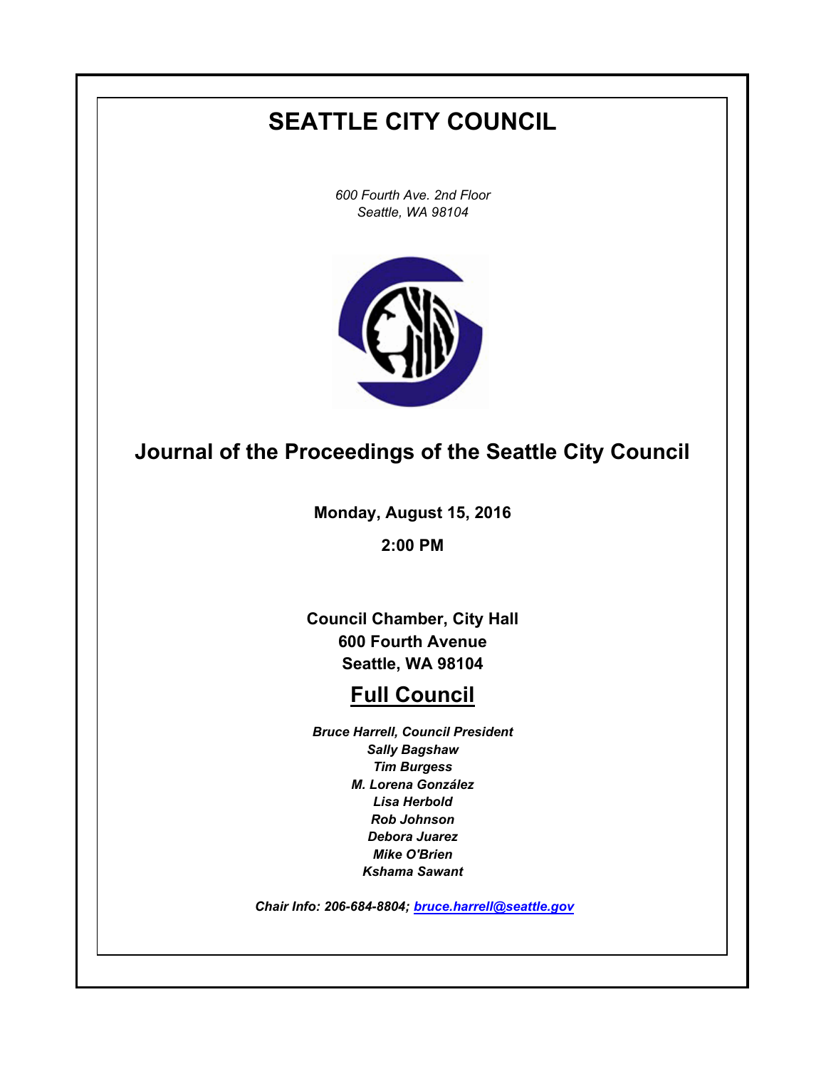# SEATTLE CITY COUNCIL

*600 Fourth Ave. 2nd Floor*
*Seattle, WA 98104*

## Journal of the Proceedings of the Seattle City Council

**Monday, August 15, 2016**

**2:00 PM**

**Council Chamber, City Hall**
**600 Fourth Avenue**
**Seattle, WA 98104**

## Full Council

***Bruce Harrell, Council President***
***Sally Bagshaw***
***Tim Burgess***
***M. Lorena González***
***Lisa Herbold***
***Rob Johnson***
***Debora Juarez***
***Mike O'Brien***
***Kshama Sawant***

***Chair Info: 206-684-8804; bruce.harrell@seattle.gov***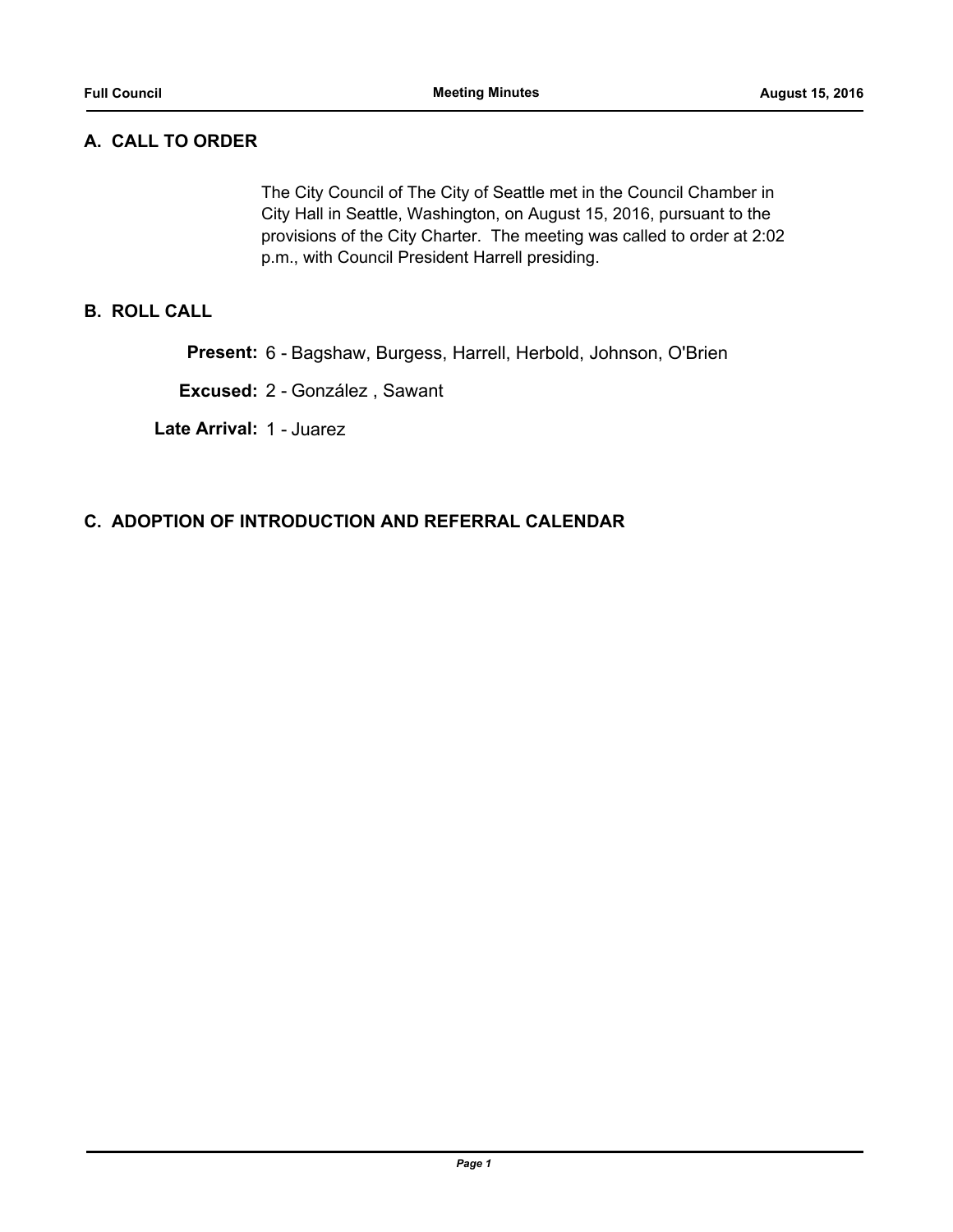## A. CALL TO ORDER

The City Council of The City of Seattle met in the Council Chamber in City Hall in Seattle, Washington, on August 15, 2016, pursuant to the provisions of the City Charter. The meeting was called to order at 2:02 p.m., with Council President Harrell presiding.

## B. ROLL CALL

**Present:** 6 - Bagshaw, Burgess, Harrell, Herbold, Johnson, O'Brien

**Excused:** 2 - González , Sawant

**Late Arrival:** 1 - Juarez

## C. ADOPTION OF INTRODUCTION AND REFERRAL CALENDAR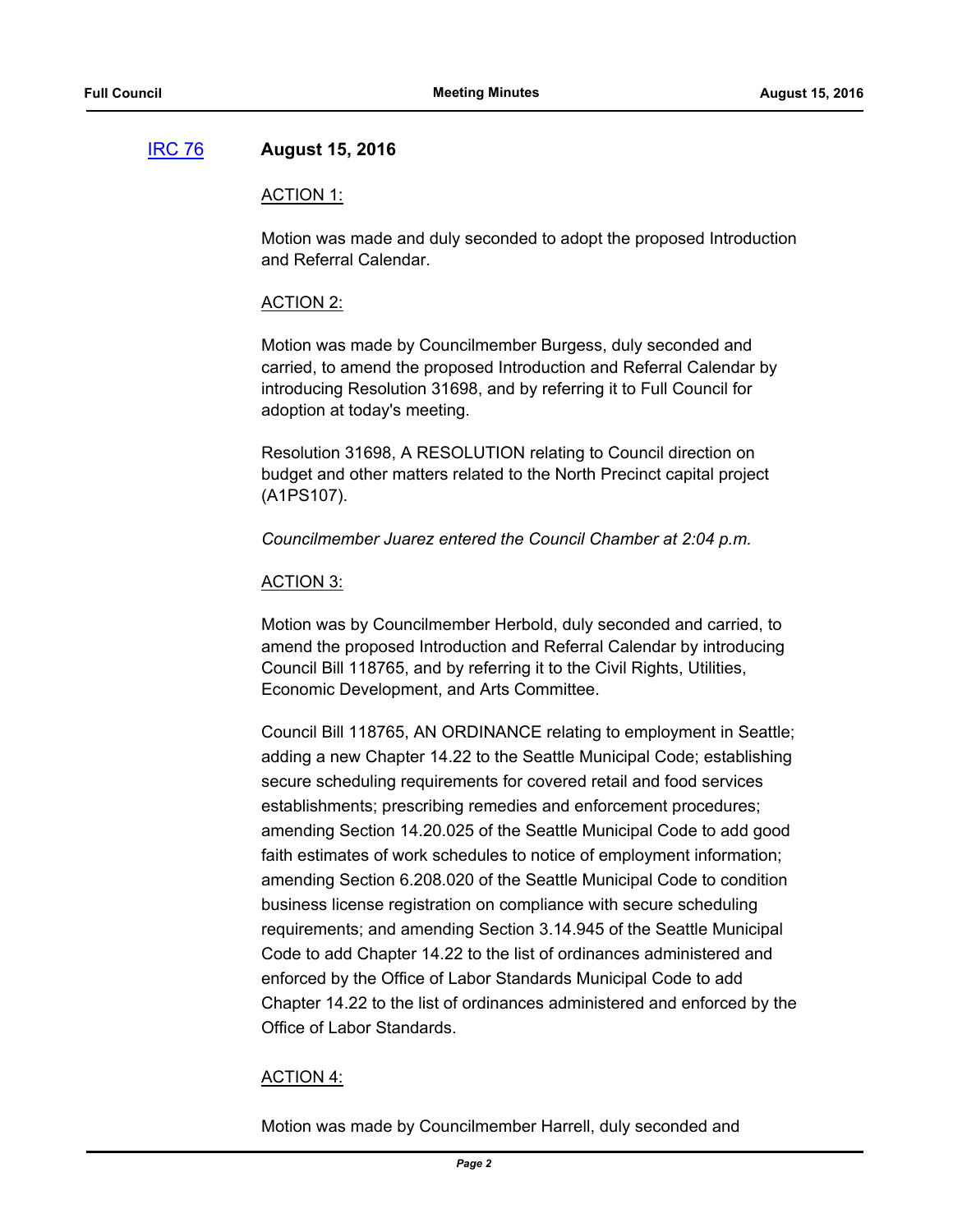[IRC 76](#) **August 15, 2016**

ACTION 1:

Motion was made and duly seconded to adopt the proposed Introduction and Referral Calendar.

ACTION 2:

Motion was made by Councilmember Burgess, duly seconded and carried, to amend the proposed Introduction and Referral Calendar by introducing Resolution 31698, and by referring it to Full Council for adoption at today's meeting.

Resolution 31698, A RESOLUTION relating to Council direction on budget and other matters related to the North Precinct capital project (A1PS107).

*Councilmember Juarez entered the Council Chamber at 2:04 p.m.*

ACTION 3:

Motion was by Councilmember Herbold, duly seconded and carried, to amend the proposed Introduction and Referral Calendar by introducing Council Bill 118765, and by referring it to the Civil Rights, Utilities, Economic Development, and Arts Committee.

Council Bill 118765, AN ORDINANCE relating to employment in Seattle; adding a new Chapter 14.22 to the Seattle Municipal Code; establishing secure scheduling requirements for covered retail and food services establishments; prescribing remedies and enforcement procedures; amending Section 14.20.025 of the Seattle Municipal Code to add good faith estimates of work schedules to notice of employment information; amending Section 6.208.020 of the Seattle Municipal Code to condition business license registration on compliance with secure scheduling requirements; and amending Section 3.14.945 of the Seattle Municipal Code to add Chapter 14.22 to the list of ordinances administered and enforced by the Office of Labor Standards Municipal Code to add Chapter 14.22 to the list of ordinances administered and enforced by the Office of Labor Standards.

ACTION 4:

Motion was made by Councilmember Harrell, duly seconded and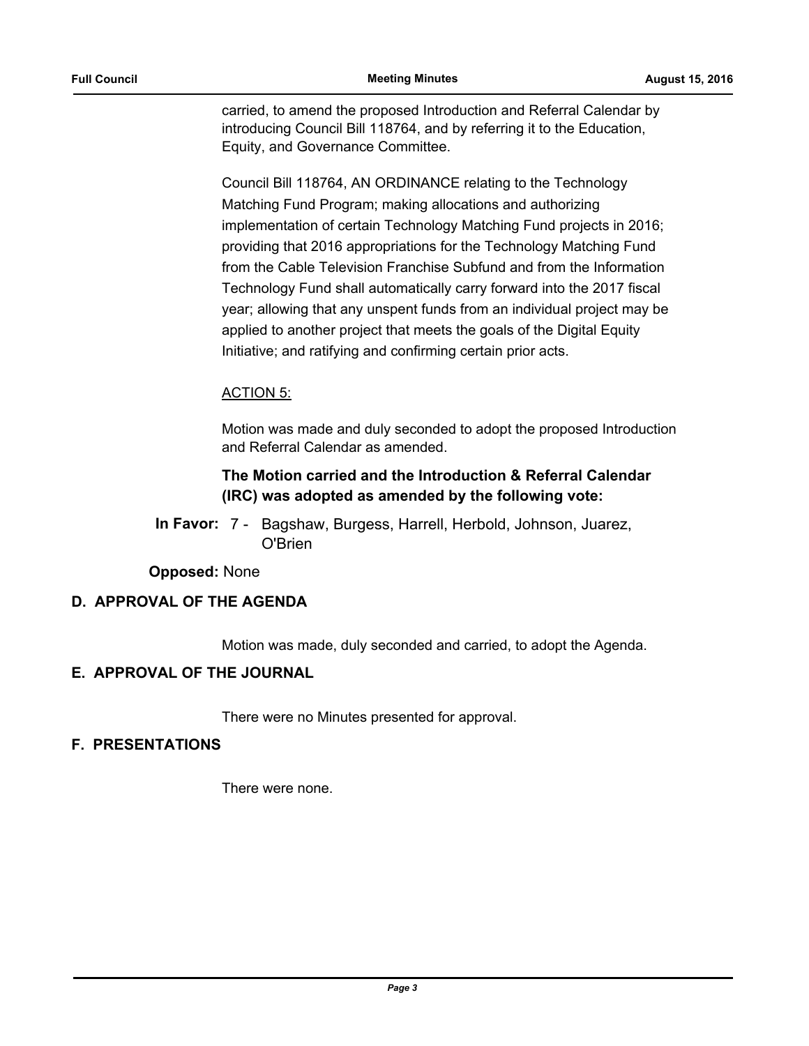carried, to amend the proposed Introduction and Referral Calendar by introducing Council Bill 118764, and by referring it to the Education, Equity, and Governance Committee.

Council Bill 118764, AN ORDINANCE relating to the Technology Matching Fund Program; making allocations and authorizing implementation of certain Technology Matching Fund projects in 2016; providing that 2016 appropriations for the Technology Matching Fund from the Cable Television Franchise Subfund and from the Information Technology Fund shall automatically carry forward into the 2017 fiscal year; allowing that any unspent funds from an individual project may be applied to another project that meets the goals of the Digital Equity Initiative; and ratifying and confirming certain prior acts.

ACTION 5:

Motion was made and duly seconded to adopt the proposed Introduction and Referral Calendar as amended.

**The Motion carried and the Introduction & Referral Calendar (IRC) was adopted as amended by the following vote:**

**In Favor:** 7 - Bagshaw, Burgess, Harrell, Herbold, Johnson, Juarez, O'Brien

**Opposed:** None

## D. APPROVAL OF THE AGENDA

Motion was made, duly seconded and carried, to adopt the Agenda.

## E. APPROVAL OF THE JOURNAL

There were no Minutes presented for approval.

## F. PRESENTATIONS

There were none.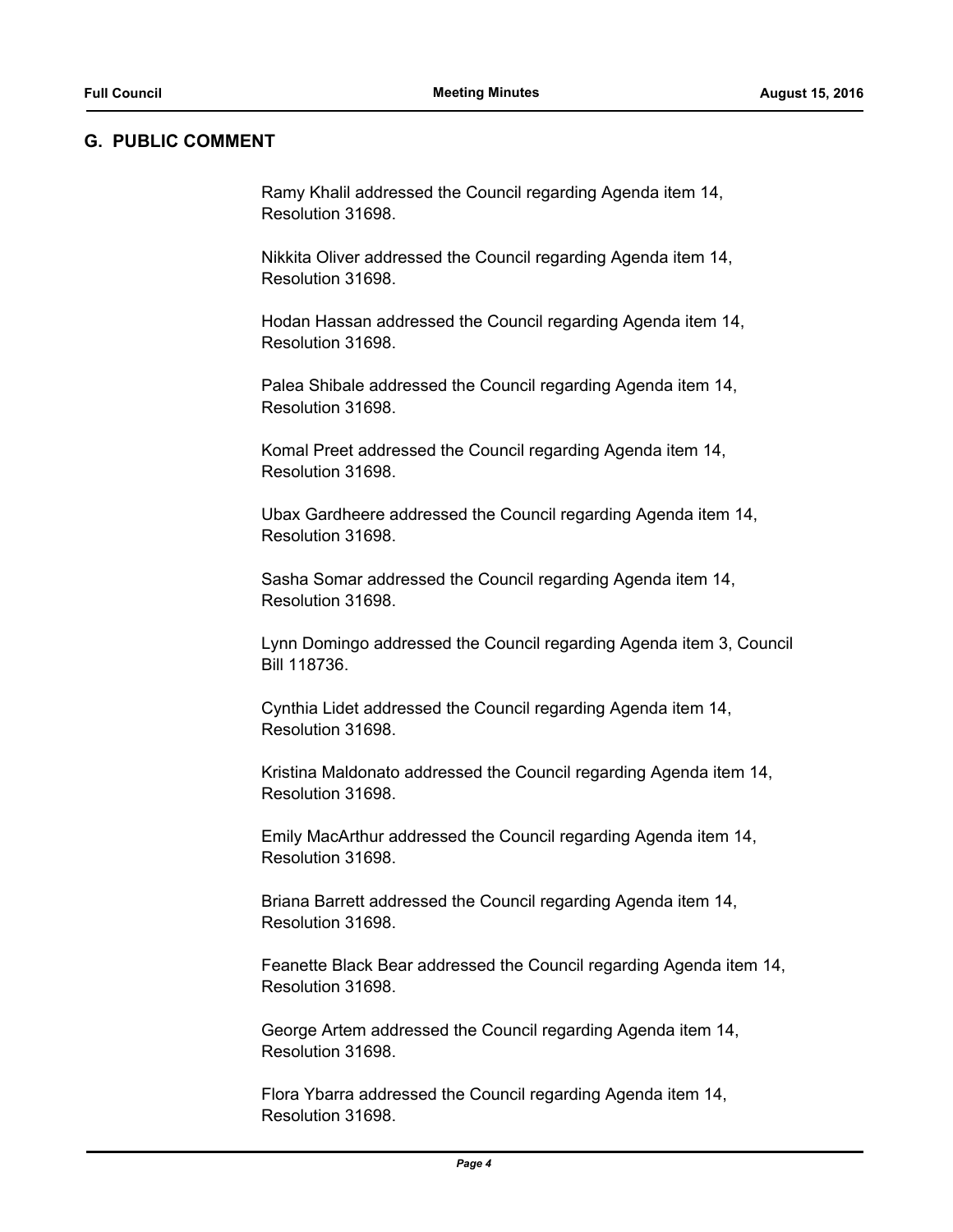## G. PUBLIC COMMENT

Ramy Khalil addressed the Council regarding Agenda item 14, Resolution 31698.

Nikkita Oliver addressed the Council regarding Agenda item 14, Resolution 31698.

Hodan Hassan addressed the Council regarding Agenda item 14, Resolution 31698.

Palea Shibale addressed the Council regarding Agenda item 14, Resolution 31698.

Komal Preet addressed the Council regarding Agenda item 14, Resolution 31698.

Ubax Gardheere addressed the Council regarding Agenda item 14, Resolution 31698.

Sasha Somar addressed the Council regarding Agenda item 14, Resolution 31698.

Lynn Domingo addressed the Council regarding Agenda item 3, Council Bill 118736.

Cynthia Lidet addressed the Council regarding Agenda item 14, Resolution 31698.

Kristina Maldonato addressed the Council regarding Agenda item 14, Resolution 31698.

Emily MacArthur addressed the Council regarding Agenda item 14, Resolution 31698.

Briana Barrett addressed the Council regarding Agenda item 14, Resolution 31698.

Feanette Black Bear addressed the Council regarding Agenda item 14, Resolution 31698.

George Artem addressed the Council regarding Agenda item 14, Resolution 31698.

Flora Ybarra addressed the Council regarding Agenda item 14, Resolution 31698.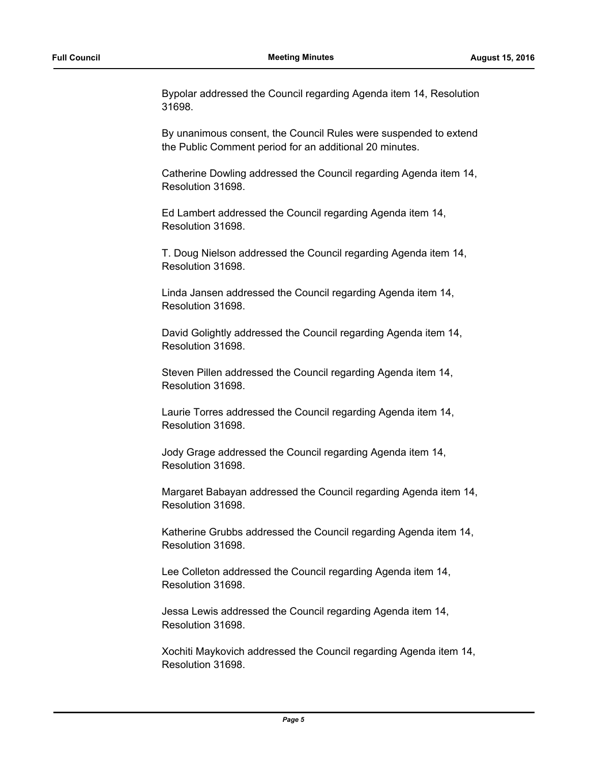Bypolar addressed the Council regarding Agenda item 14, Resolution 31698.

By unanimous consent, the Council Rules were suspended to extend the Public Comment period for an additional 20 minutes.

Catherine Dowling addressed the Council regarding Agenda item 14, Resolution 31698.

Ed Lambert addressed the Council regarding Agenda item 14, Resolution 31698.

T. Doug Nielson addressed the Council regarding Agenda item 14, Resolution 31698.

Linda Jansen addressed the Council regarding Agenda item 14, Resolution 31698.

David Golightly addressed the Council regarding Agenda item 14, Resolution 31698.

Steven Pillen addressed the Council regarding Agenda item 14, Resolution 31698.

Laurie Torres addressed the Council regarding Agenda item 14, Resolution 31698.

Jody Grage addressed the Council regarding Agenda item 14, Resolution 31698.

Margaret Babayan addressed the Council regarding Agenda item 14, Resolution 31698.

Katherine Grubbs addressed the Council regarding Agenda item 14, Resolution 31698.

Lee Colleton addressed the Council regarding Agenda item 14, Resolution 31698.

Jessa Lewis addressed the Council regarding Agenda item 14, Resolution 31698.

Xochiti Maykovich addressed the Council regarding Agenda item 14, Resolution 31698.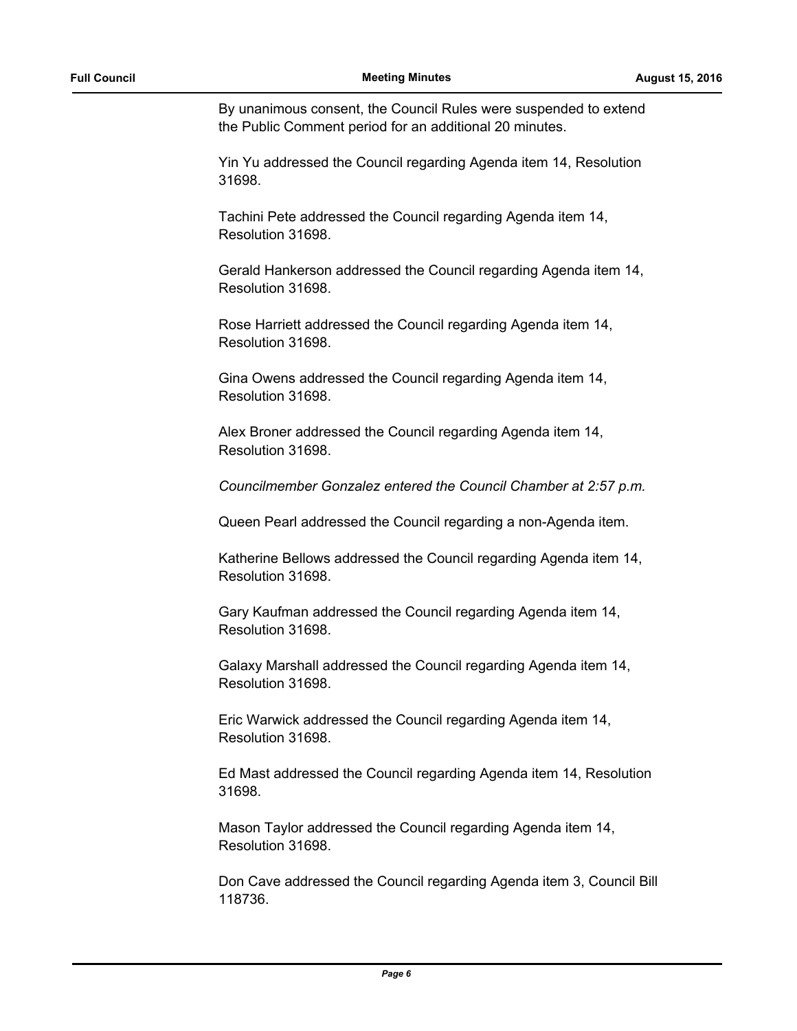By unanimous consent, the Council Rules were suspended to extend the Public Comment period for an additional 20 minutes.

Yin Yu addressed the Council regarding Agenda item 14, Resolution 31698.

Tachini Pete addressed the Council regarding Agenda item 14, Resolution 31698.

Gerald Hankerson addressed the Council regarding Agenda item 14, Resolution 31698.

Rose Harriett addressed the Council regarding Agenda item 14, Resolution 31698.

Gina Owens addressed the Council regarding Agenda item 14, Resolution 31698.

Alex Broner addressed the Council regarding Agenda item 14, Resolution 31698.

*Councilmember Gonzalez entered the Council Chamber at 2:57 p.m.*

Queen Pearl addressed the Council regarding a non-Agenda item.

Katherine Bellows addressed the Council regarding Agenda item 14, Resolution 31698.

Gary Kaufman addressed the Council regarding Agenda item 14, Resolution 31698.

Galaxy Marshall addressed the Council regarding Agenda item 14, Resolution 31698.

Eric Warwick addressed the Council regarding Agenda item 14, Resolution 31698.

Ed Mast addressed the Council regarding Agenda item 14, Resolution 31698.

Mason Taylor addressed the Council regarding Agenda item 14, Resolution 31698.

Don Cave addressed the Council regarding Agenda item 3, Council Bill 118736.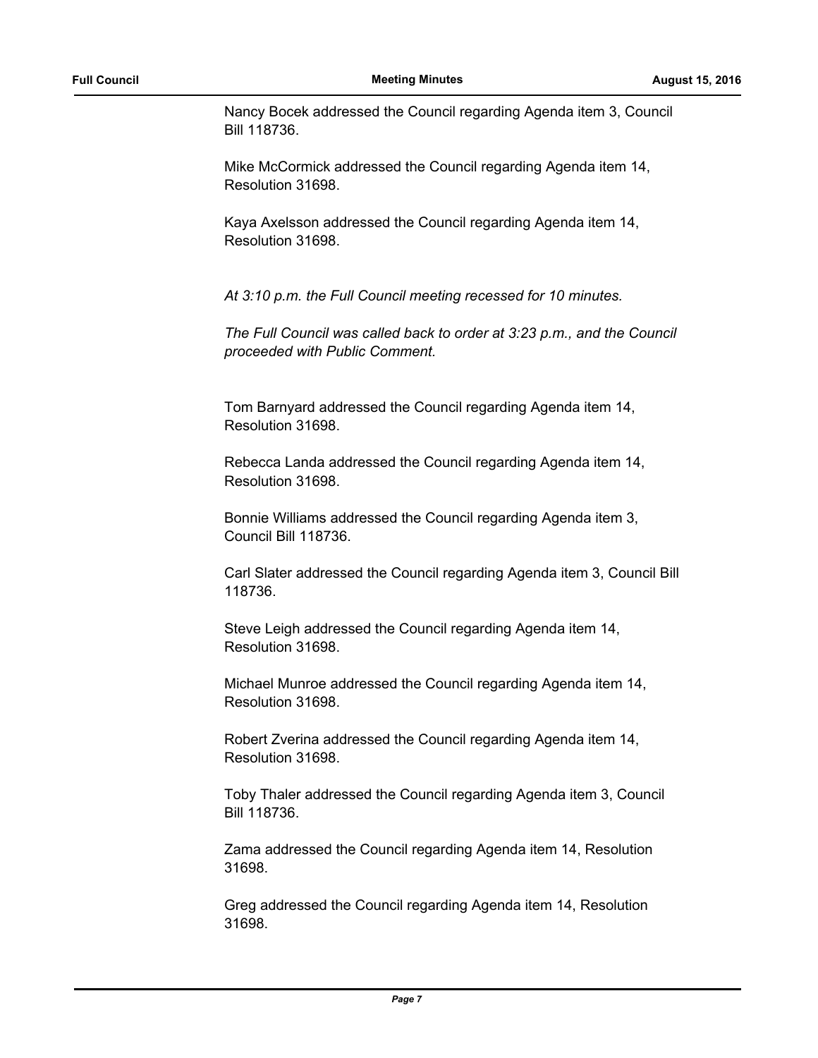Nancy Bocek addressed the Council regarding Agenda item 3, Council Bill 118736.

Mike McCormick addressed the Council regarding Agenda item 14, Resolution 31698.

Kaya Axelsson addressed the Council regarding Agenda item 14, Resolution 31698.

*At 3:10 p.m. the Full Council meeting recessed for 10 minutes.*

*The Full Council was called back to order at 3:23 p.m., and the Council proceeded with Public Comment.*

Tom Barnyard addressed the Council regarding Agenda item 14, Resolution 31698.

Rebecca Landa addressed the Council regarding Agenda item 14, Resolution 31698.

Bonnie Williams addressed the Council regarding Agenda item 3, Council Bill 118736.

Carl Slater addressed the Council regarding Agenda item 3, Council Bill 118736.

Steve Leigh addressed the Council regarding Agenda item 14, Resolution 31698.

Michael Munroe addressed the Council regarding Agenda item 14, Resolution 31698.

Robert Zverina addressed the Council regarding Agenda item 14, Resolution 31698.

Toby Thaler addressed the Council regarding Agenda item 3, Council Bill 118736.

Zama addressed the Council regarding Agenda item 14, Resolution 31698.

Greg addressed the Council regarding Agenda item 14, Resolution 31698.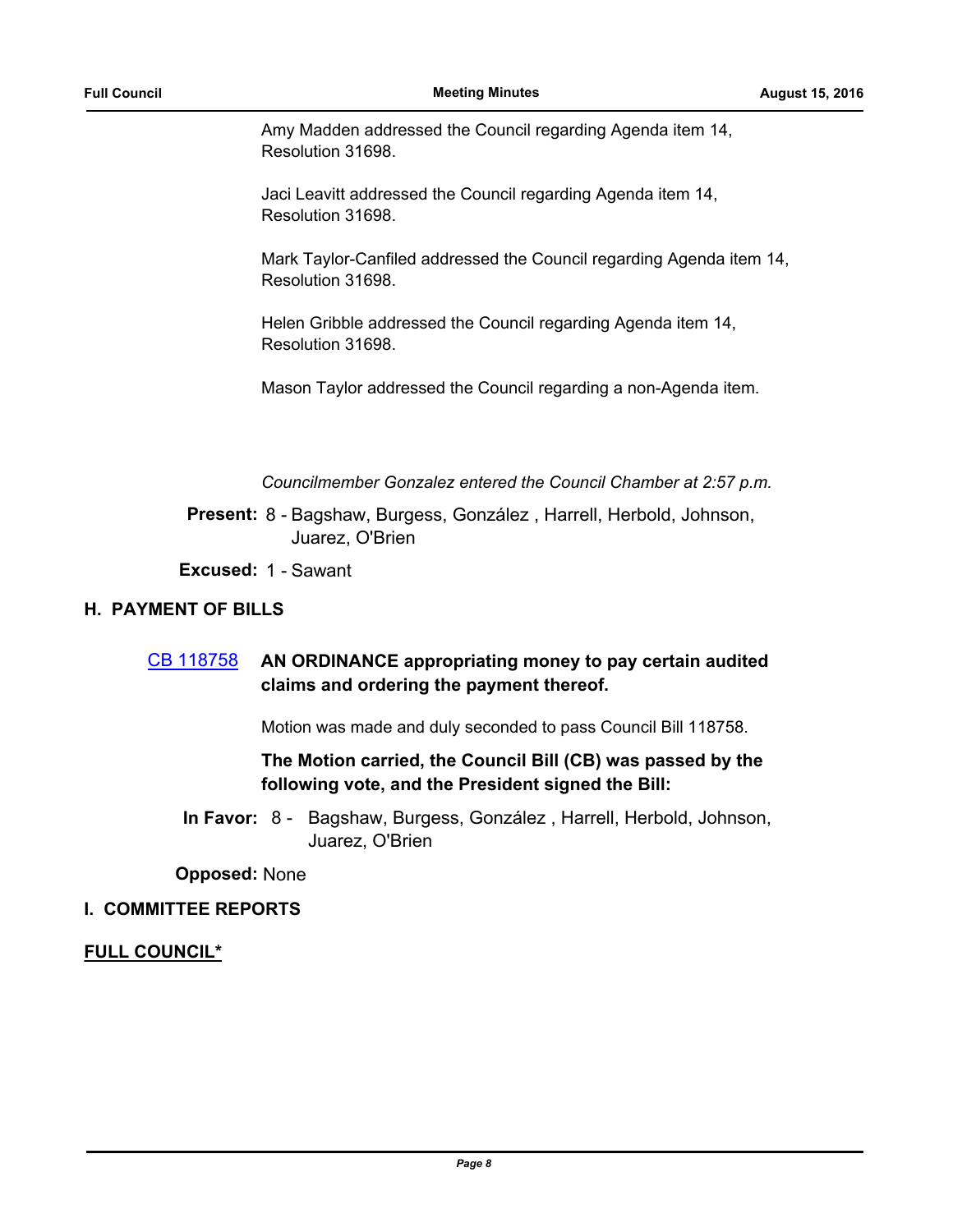Amy Madden addressed the Council regarding Agenda item 14, Resolution 31698.

Jaci Leavitt addressed the Council regarding Agenda item 14, Resolution 31698.

Mark Taylor-Canfiled addressed the Council regarding Agenda item 14, Resolution 31698.

Helen Gribble addressed the Council regarding Agenda item 14, Resolution 31698.

Mason Taylor addressed the Council regarding a non-Agenda item.

*Councilmember Gonzalez entered the Council Chamber at 2:57 p.m.*

**Present:** 8 - Bagshaw, Burgess, González , Harrell, Herbold, Johnson, Juarez, O'Brien

**Excused:** 1 - Sawant

## H. PAYMENT OF BILLS

CB 118758 **AN ORDINANCE appropriating money to pay certain audited claims and ordering the payment thereof.**

Motion was made and duly seconded to pass Council Bill 118758.

**The Motion carried, the Council Bill (CB) was passed by the following vote, and the President signed the Bill:**

**In Favor:** 8 - Bagshaw, Burgess, González , Harrell, Herbold, Johnson, Juarez, O'Brien

**Opposed:** None

## I. COMMITTEE REPORTS

**FULL COUNCIL***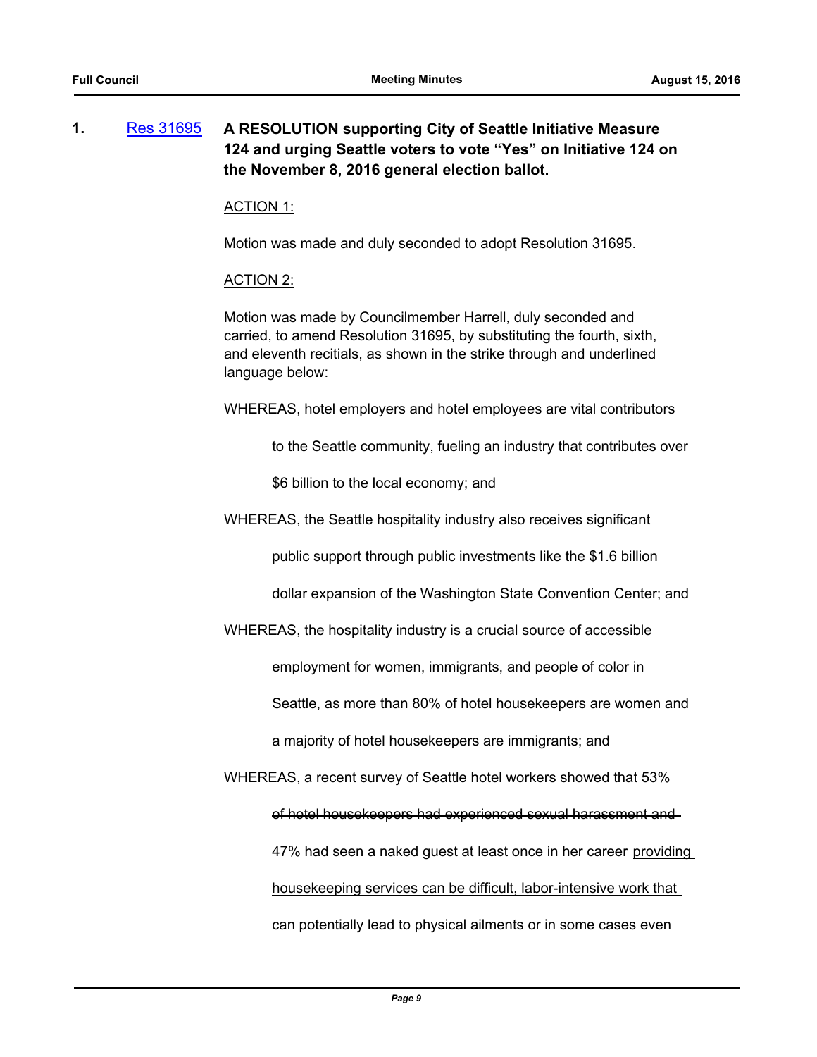1. [Res 31695](#) **A RESOLUTION supporting City of Seattle Initiative Measure 124 and urging Seattle voters to vote "Yes" on Initiative 124 on the November 8, 2016 general election ballot.**

<u>ACTION 1:</u>

Motion was made and duly seconded to adopt Resolution 31695.

<u>ACTION 2:</u>

Motion was made by Councilmember Harrell, duly seconded and carried, to amend Resolution 31695, by substituting the fourth, sixth, and eleventh recitials, as shown in the strike through and underlined language below:

WHEREAS, hotel employers and hotel employees are vital contributors to the Seattle community, fueling an industry that contributes over $6 billion to the local economy; and

WHEREAS, the Seattle hospitality industry also receives significant public support through public investments like the $1.6 billion dollar expansion of the Washington State Convention Center; and

WHEREAS, the hospitality industry is a crucial source of accessible employment for women, immigrants, and people of color in Seattle, as more than 80% of hotel housekeepers are women and a majority of hotel housekeepers are immigrants; and

WHEREAS, ~~a recent survey of Seattle hotel workers showed that 53% of hotel housekeepers had experienced sexual harassment and 47% had seen a naked guest at least once in her career~~ <u>providing housekeeping services can be difficult, labor-intensive work that can potentially lead to physical ailments or in some cases even</u>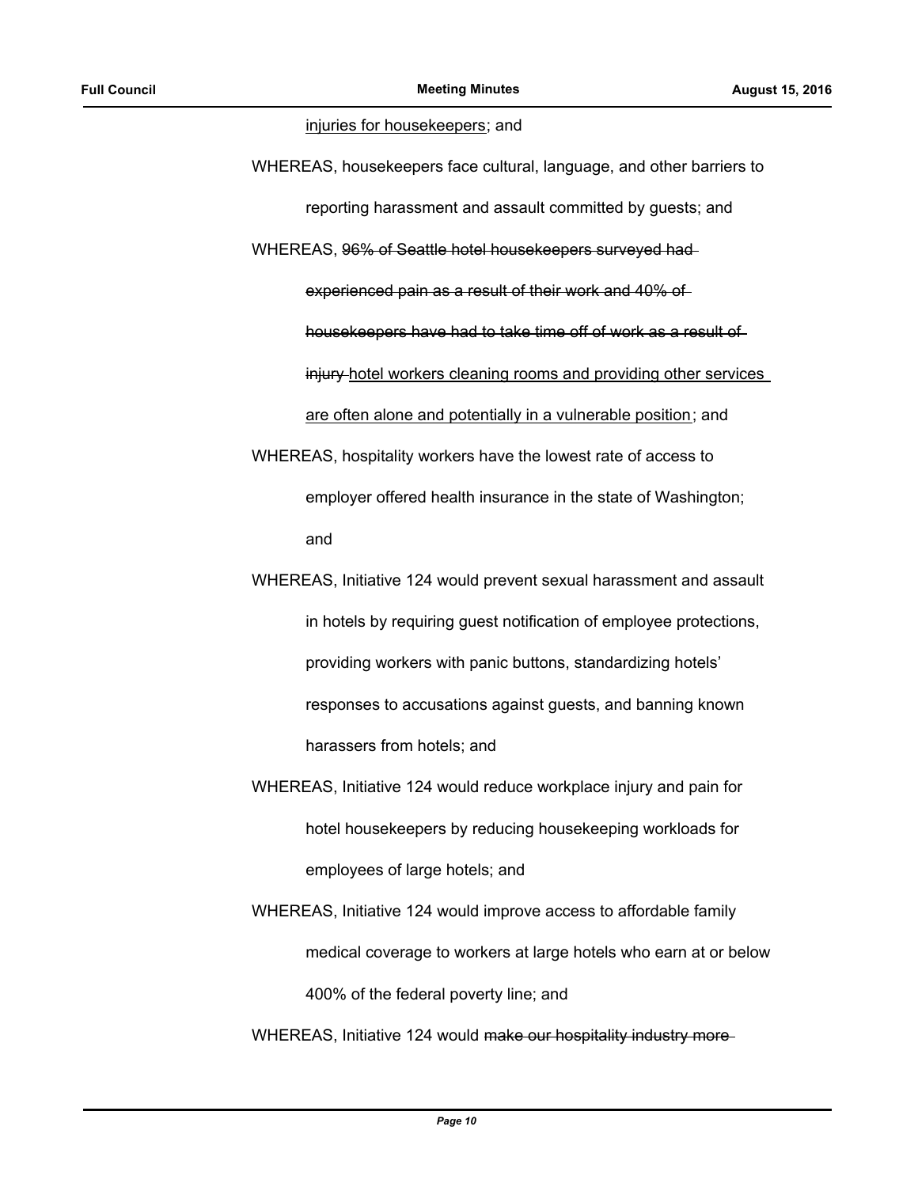injuries for housekeepers; and

WHEREAS, housekeepers face cultural, language, and other barriers to reporting harassment and assault committed by guests; and

WHEREAS, ~~96% of Seattle hotel housekeepers surveyed had experienced pain as a result of their work and 40% of housekeepers have had to take time off of work as a result of injury~~ hotel workers cleaning rooms and providing other services are often alone and potentially in a vulnerable position; and

WHEREAS, hospitality workers have the lowest rate of access to employer offered health insurance in the state of Washington; and

WHEREAS, Initiative 124 would prevent sexual harassment and assault in hotels by requiring guest notification of employee protections, providing workers with panic buttons, standardizing hotels' responses to accusations against guests, and banning known harassers from hotels; and

WHEREAS, Initiative 124 would reduce workplace injury and pain for hotel housekeepers by reducing housekeeping workloads for employees of large hotels; and

WHEREAS, Initiative 124 would improve access to affordable family medical coverage to workers at large hotels who earn at or below 400% of the federal poverty line; and

WHEREAS, Initiative 124 would ~~make our hospitality industry more~~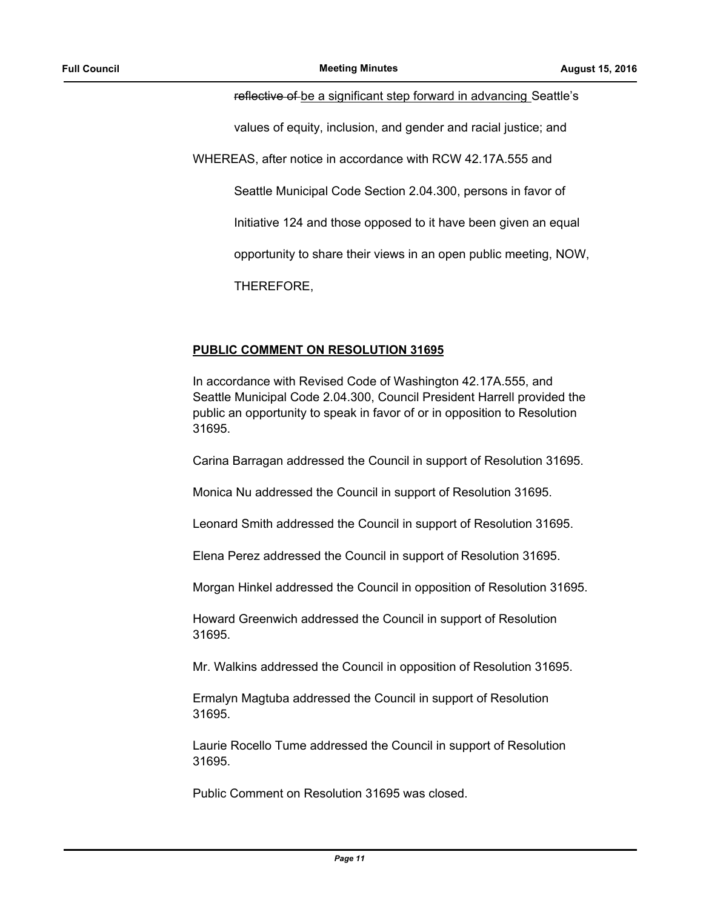~~reflective of~~ be a significant step forward in advancing Seattle's values of equity, inclusion, and gender and racial justice; and

WHEREAS, after notice in accordance with RCW 42.17A.555 and Seattle Municipal Code Section 2.04.300, persons in favor of Initiative 124 and those opposed to it have been given an equal opportunity to share their views in an open public meeting, NOW, THEREFORE,

**PUBLIC COMMENT ON RESOLUTION 31695**

In accordance with Revised Code of Washington 42.17A.555, and Seattle Municipal Code 2.04.300, Council President Harrell provided the public an opportunity to speak in favor of or in opposition to Resolution 31695.

Carina Barragan addressed the Council in support of Resolution 31695.

Monica Nu addressed the Council in support of Resolution 31695.

Leonard Smith addressed the Council in support of Resolution 31695.

Elena Perez addressed the Council in support of Resolution 31695.

Morgan Hinkel addressed the Council in opposition of Resolution 31695.

Howard Greenwich addressed the Council in support of Resolution 31695.

Mr. Walkins addressed the Council in opposition of Resolution 31695.

Ermalyn Magtuba addressed the Council in support of Resolution 31695.

Laurie Rocello Tume addressed the Council in support of Resolution 31695.

Public Comment on Resolution 31695 was closed.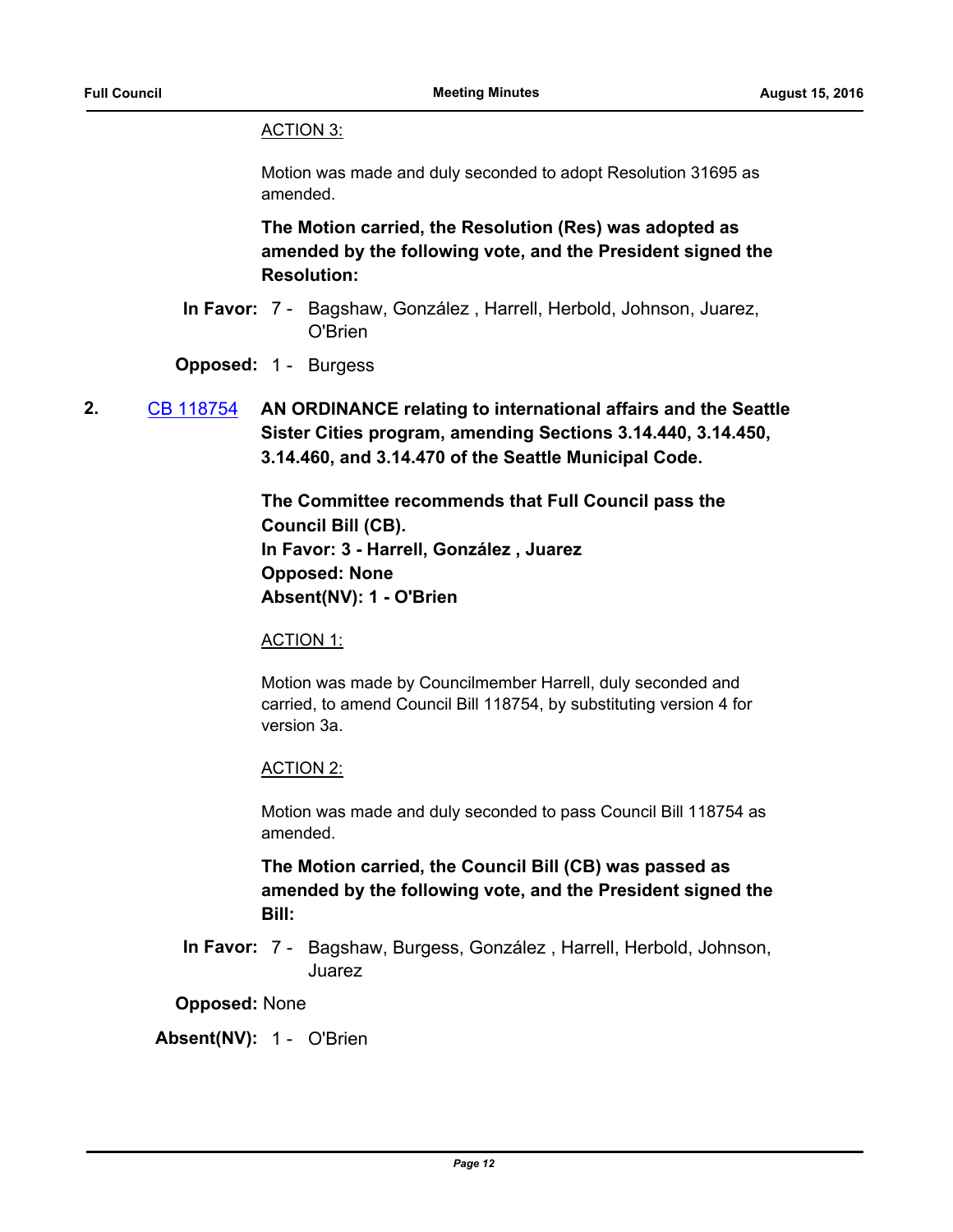ACTION 3:

Motion was made and duly seconded to adopt Resolution 31695 as amended.

**The Motion carried, the Resolution (Res) was adopted as amended by the following vote, and the President signed the Resolution:**

**In Favor:** 7 - Bagshaw, González , Harrell, Herbold, Johnson, Juarez, O'Brien

**Opposed:** 1 - Burgess

**2.** CB 118754 **AN ORDINANCE relating to international affairs and the Seattle Sister Cities program, amending Sections 3.14.440, 3.14.450, 3.14.460, and 3.14.470 of the Seattle Municipal Code.**

**The Committee recommends that Full Council pass the Council Bill (CB).**
**In Favor: 3 - Harrell, González , Juarez**
**Opposed: None**
**Absent(NV): 1 - O'Brien**

ACTION 1:

Motion was made by Councilmember Harrell, duly seconded and carried, to amend Council Bill 118754, by substituting version 4 for version 3a.

ACTION 2:

Motion was made and duly seconded to pass Council Bill 118754 as amended.

**The Motion carried, the Council Bill (CB) was passed as amended by the following vote, and the President signed the Bill:**

**In Favor:** 7 - Bagshaw, Burgess, González , Harrell, Herbold, Johnson, Juarez

**Opposed:** None

**Absent(NV):** 1 - O'Brien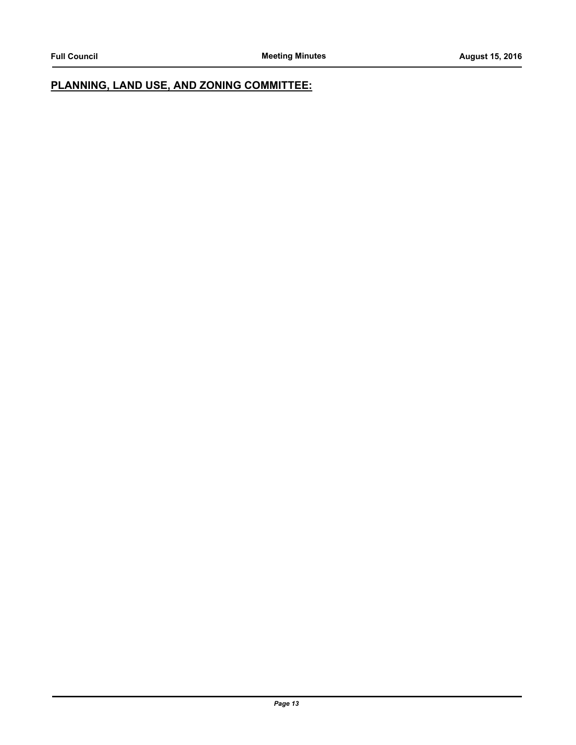## PLANNING, LAND USE, AND ZONING COMMITTEE: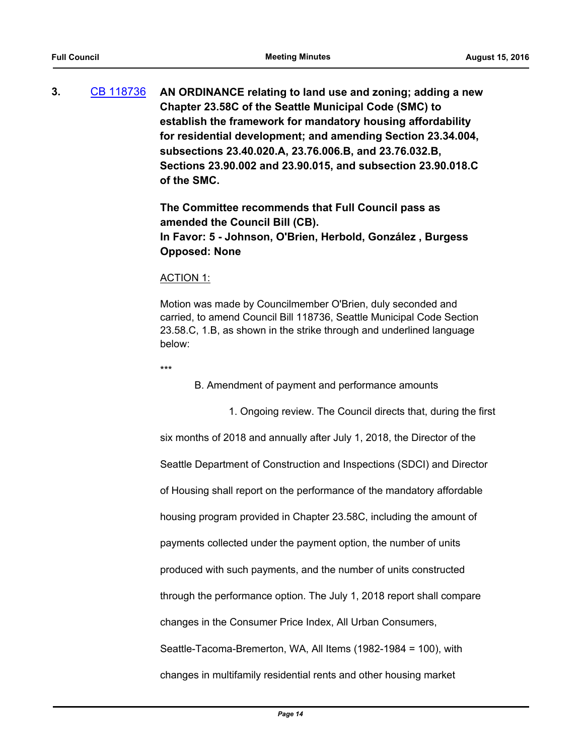**3.** [CB 118736](CB 118736) **AN ORDINANCE relating to land use and zoning; adding a new Chapter 23.58C of the Seattle Municipal Code (SMC) to establish the framework for mandatory housing affordability for residential development; and amending Section 23.34.004, subsections 23.40.020.A, 23.76.006.B, and 23.76.032.B, Sections 23.90.002 and 23.90.015, and subsection 23.90.018.C of the SMC.**

**The Committee recommends that Full Council pass as amended the Council Bill (CB).**
**In Favor: 5 - Johnson, O'Brien, Herbold, González , Burgess**
**Opposed: None**

ACTION 1:

Motion was made by Councilmember O'Brien, duly seconded and carried, to amend Council Bill 118736, Seattle Municipal Code Section 23.58.C, 1.B, as shown in the strike through and underlined language below:

***

B. Amendment of payment and performance amounts

1. Ongoing review. The Council directs that, during the first six months of 2018 and annually after July 1, 2018, the Director of the Seattle Department of Construction and Inspections (SDCI) and Director of Housing shall report on the performance of the mandatory affordable housing program provided in Chapter 23.58C, including the amount of payments collected under the payment option, the number of units produced with such payments, and the number of units constructed through the performance option. The July 1, 2018 report shall compare changes in the Consumer Price Index, All Urban Consumers, Seattle-Tacoma-Bremerton, WA, All Items (1982-1984 = 100), with changes in multifamily residential rents and other housing market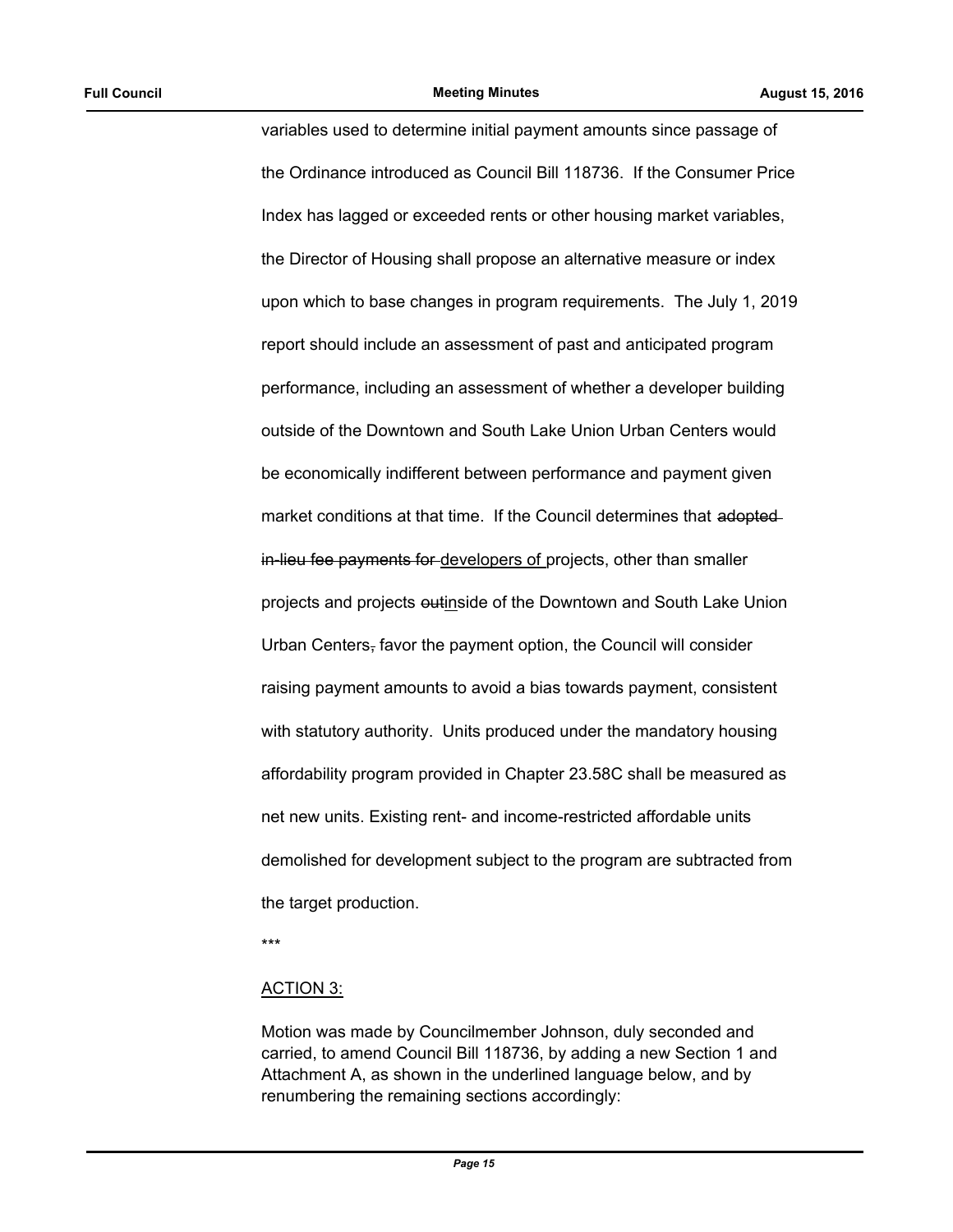variables used to determine initial payment amounts since passage of the Ordinance introduced as Council Bill 118736. If the Consumer Price Index has lagged or exceeded rents or other housing market variables, the Director of Housing shall propose an alternative measure or index upon which to base changes in program requirements. The July 1, 2019 report should include an assessment of past and anticipated program performance, including an assessment of whether a developer building outside of the Downtown and South Lake Union Urban Centers would be economically indifferent between performance and payment given market conditions at that time. If the Council determines that ~~adopted in-lieu fee payments for~~ <u>developers of</u> projects, other than smaller projects and projects ~~out~~<u>in</u>side of the Downtown and South Lake Union Urban Centers~~,~~ favor the payment option, the Council will consider raising payment amounts to avoid a bias towards payment, consistent with statutory authority. Units produced under the mandatory housing affordability program provided in Chapter 23.58C shall be measured as net new units. Existing rent- and income-restricted affordable units demolished for development subject to the program are subtracted from the target production.

***

<u>ACTION 3:</u>

Motion was made by Councilmember Johnson, duly seconded and carried, to amend Council Bill 118736, by adding a new Section 1 and Attachment A, as shown in the underlined language below, and by renumbering the remaining sections accordingly: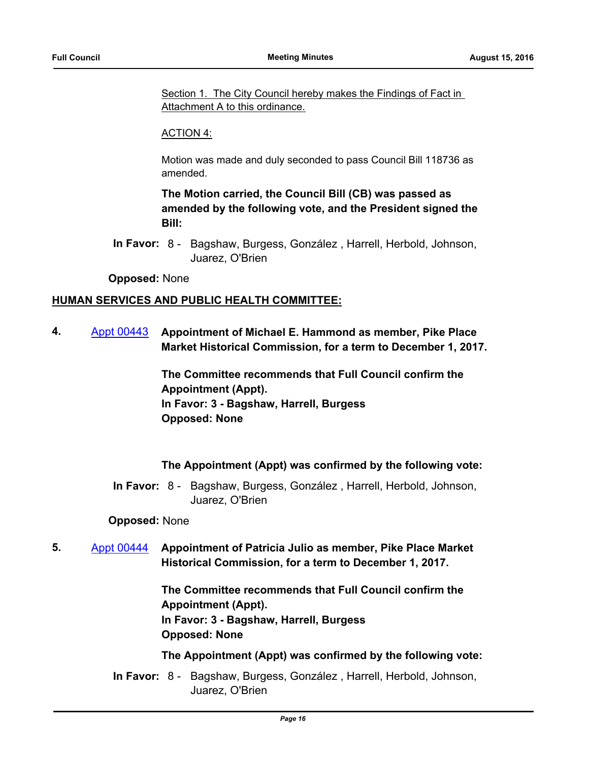Section 1. The City Council hereby makes the Findings of Fact in Attachment A to this ordinance.

ACTION 4:

Motion was made and duly seconded to pass Council Bill 118736 as amended.

**The Motion carried, the Council Bill (CB) was passed as amended by the following vote, and the President signed the Bill:**

**In Favor:** 8 - Bagshaw, Burgess, González , Harrell, Herbold, Johnson, Juarez, O'Brien

**Opposed:** None

**HUMAN SERVICES AND PUBLIC HEALTH COMMITTEE:**

**4.** Appt 00443 **Appointment of Michael E. Hammond as member, Pike Place Market Historical Commission, for a term to December 1, 2017.**

**The Committee recommends that Full Council confirm the Appointment (Appt).**
**In Favor: 3 - Bagshaw, Harrell, Burgess**
**Opposed: None**

**The Appointment (Appt) was confirmed by the following vote:**

**In Favor:** 8 - Bagshaw, Burgess, González , Harrell, Herbold, Johnson, Juarez, O'Brien

**Opposed:** None

**5.** Appt 00444 **Appointment of Patricia Julio as member, Pike Place Market Historical Commission, for a term to December 1, 2017.**

**The Committee recommends that Full Council confirm the Appointment (Appt).**
**In Favor: 3 - Bagshaw, Harrell, Burgess**
**Opposed: None**

**The Appointment (Appt) was confirmed by the following vote:**

**In Favor:** 8 - Bagshaw, Burgess, González , Harrell, Herbold, Johnson, Juarez, O'Brien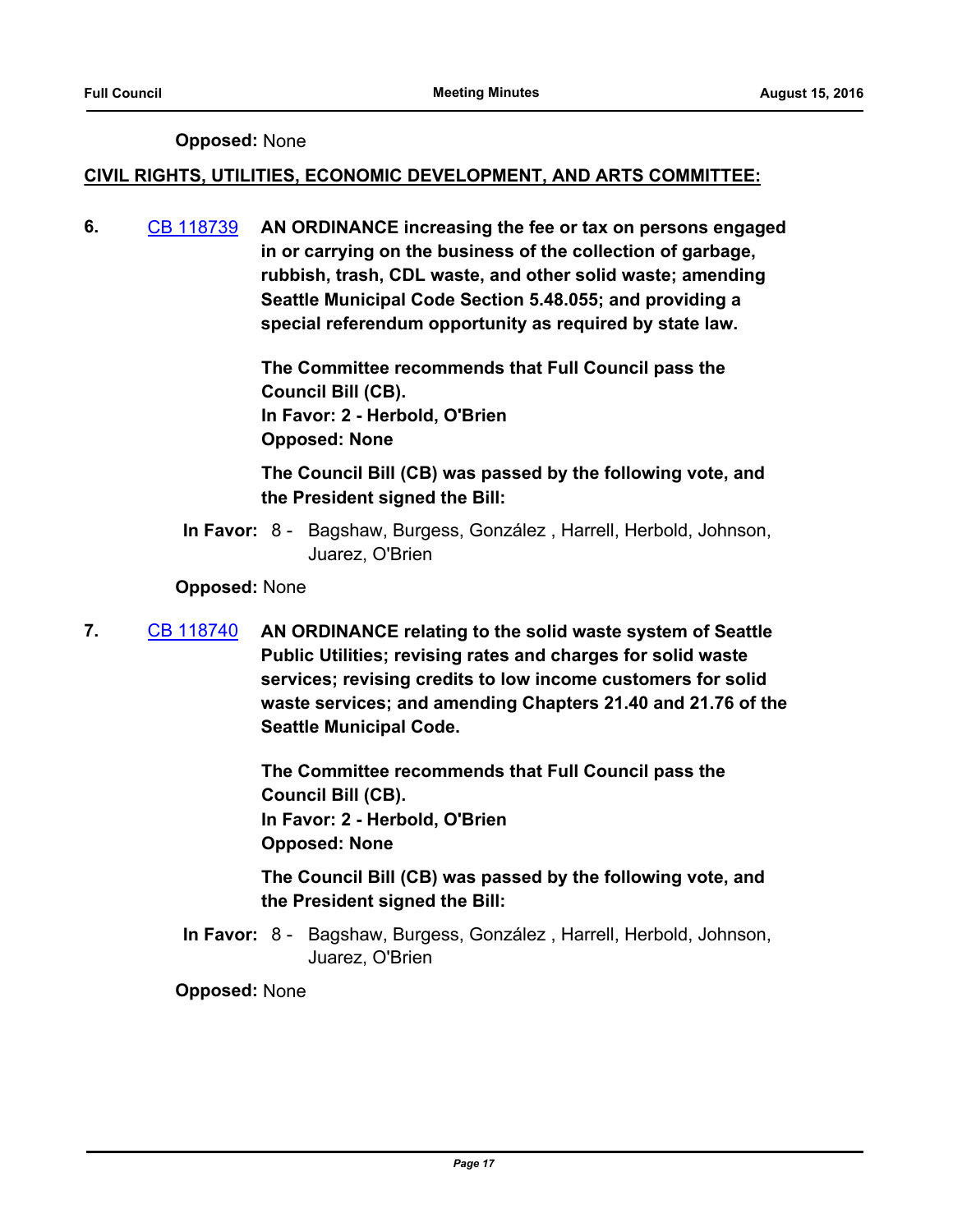**Opposed:** None

**CIVIL RIGHTS, UTILITIES, ECONOMIC DEVELOPMENT, AND ARTS COMMITTEE:**

**6.** [CB 118739] **AN ORDINANCE increasing the fee or tax on persons engaged in or carrying on the business of the collection of garbage, rubbish, trash, CDL waste, and other solid waste; amending Seattle Municipal Code Section 5.48.055; and providing a special referendum opportunity as required by state law.**

**The Committee recommends that Full Council pass the Council Bill (CB).**
**In Favor: 2 - Herbold, O'Brien**
**Opposed: None**

**The Council Bill (CB) was passed by the following vote, and the President signed the Bill:**

**In Favor:** 8 - Bagshaw, Burgess, González , Harrell, Herbold, Johnson, Juarez, O'Brien

**Opposed:** None

**7.** [CB 118740] **AN ORDINANCE relating to the solid waste system of Seattle Public Utilities; revising rates and charges for solid waste services; revising credits to low income customers for solid waste services; and amending Chapters 21.40 and 21.76 of the Seattle Municipal Code.**

**The Committee recommends that Full Council pass the Council Bill (CB).**
**In Favor: 2 - Herbold, O'Brien**
**Opposed: None**

**The Council Bill (CB) was passed by the following vote, and the President signed the Bill:**

**In Favor:** 8 - Bagshaw, Burgess, González , Harrell, Herbold, Johnson, Juarez, O'Brien

**Opposed:** None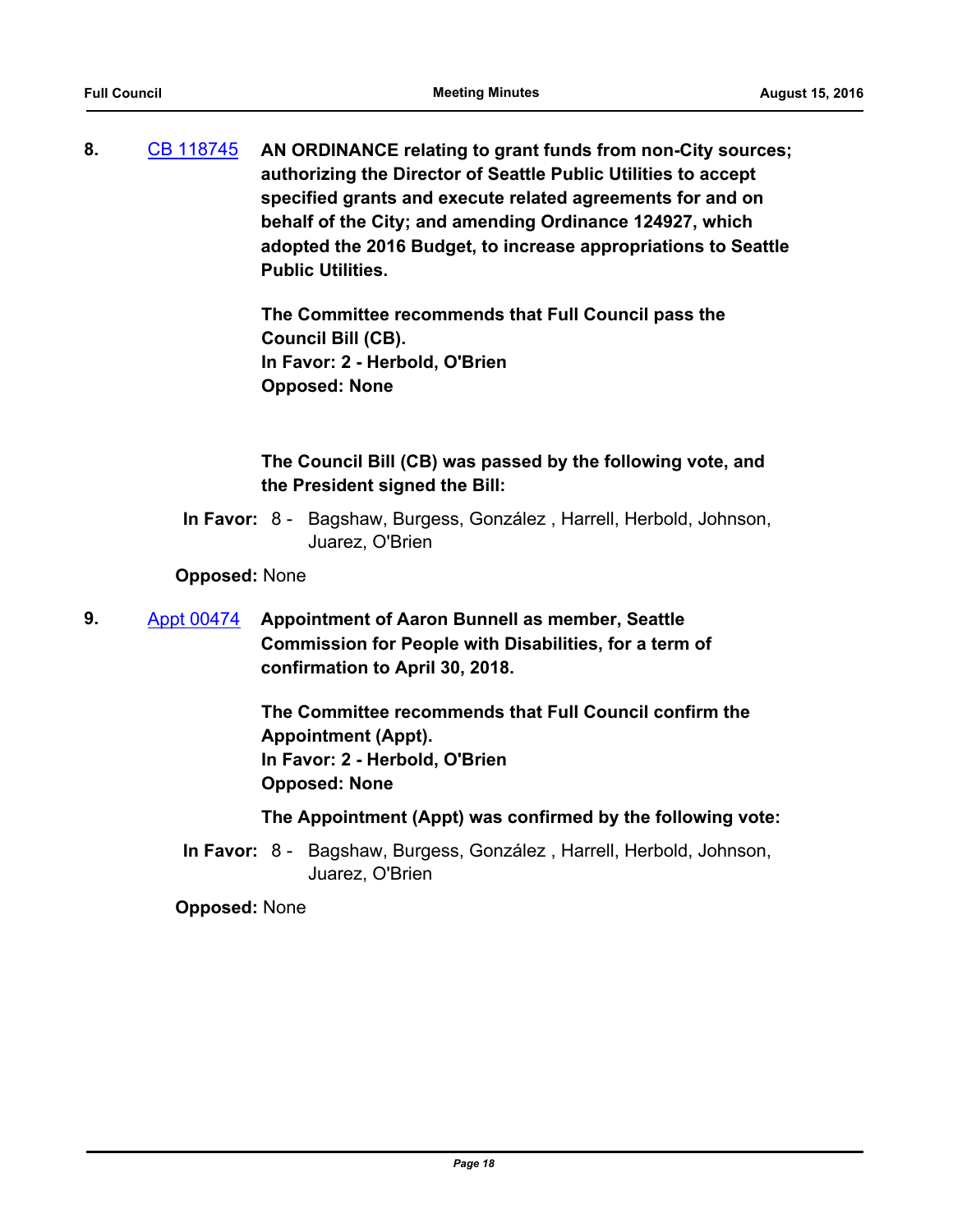**8.** CB 118745 **AN ORDINANCE relating to grant funds from non-City sources; authorizing the Director of Seattle Public Utilities to accept specified grants and execute related agreements for and on behalf of the City; and amending Ordinance 124927, which adopted the 2016 Budget, to increase appropriations to Seattle Public Utilities.**

**The Committee recommends that Full Council pass the Council Bill (CB).**
**In Favor: 2 - Herbold, O'Brien**
**Opposed: None**

**The Council Bill (CB) was passed by the following vote, and the President signed the Bill:**

**In Favor:** 8 - Bagshaw, Burgess, González , Harrell, Herbold, Johnson, Juarez, O'Brien

**Opposed:** None

**9.** Appt 00474 **Appointment of Aaron Bunnell as member, Seattle Commission for People with Disabilities, for a term of confirmation to April 30, 2018.**

**The Committee recommends that Full Council confirm the Appointment (Appt).**
**In Favor: 2 - Herbold, O'Brien**
**Opposed: None**

**The Appointment (Appt) was confirmed by the following vote:**

**In Favor:** 8 - Bagshaw, Burgess, González , Harrell, Herbold, Johnson, Juarez, O'Brien

**Opposed:** None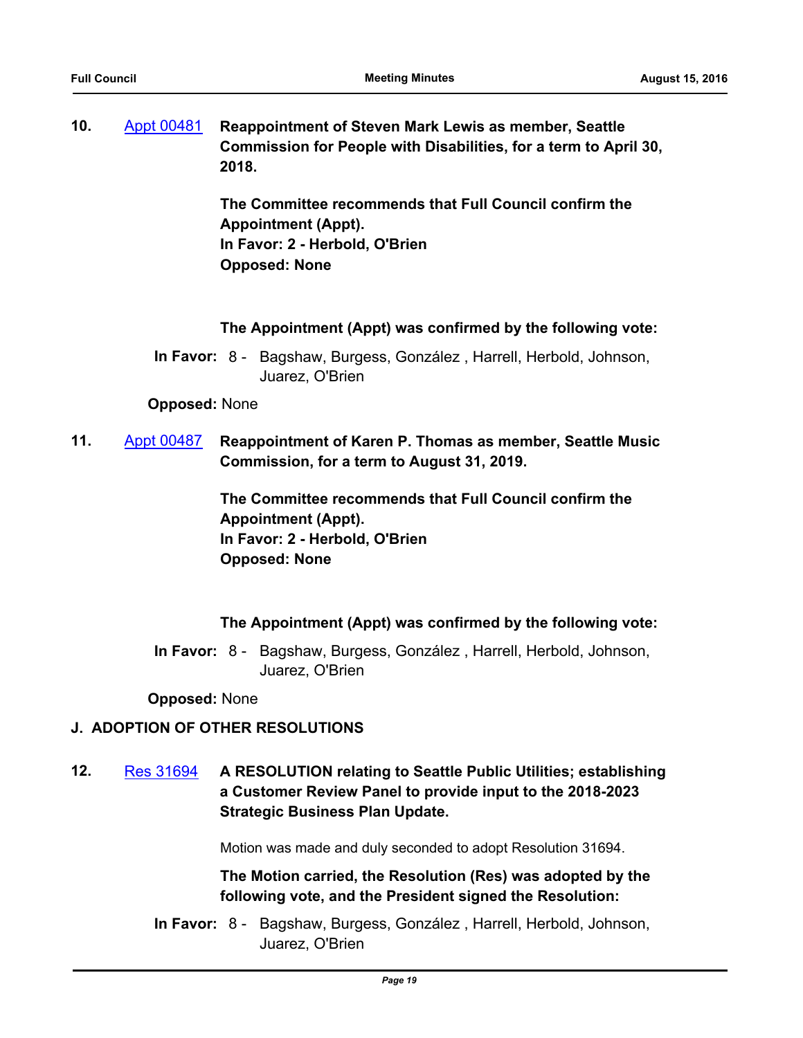**10.** [Appt 00481] **Reappointment of Steven Mark Lewis as member, Seattle Commission for People with Disabilities, for a term to April 30, 2018.**

**The Committee recommends that Full Council confirm the Appointment (Appt).**
**In Favor: 2 - Herbold, O'Brien**
**Opposed: None**

**The Appointment (Appt) was confirmed by the following vote:**

**In Favor:** 8 - Bagshaw, Burgess, González , Harrell, Herbold, Johnson, Juarez, O'Brien

**Opposed:** None

**11.** [Appt 00487] **Reappointment of Karen P. Thomas as member, Seattle Music Commission, for a term to August 31, 2019.**

**The Committee recommends that Full Council confirm the Appointment (Appt).**
**In Favor: 2 - Herbold, O'Brien**
**Opposed: None**

**The Appointment (Appt) was confirmed by the following vote:**

**In Favor:** 8 - Bagshaw, Burgess, González , Harrell, Herbold, Johnson, Juarez, O'Brien

**Opposed:** None

## J. ADOPTION OF OTHER RESOLUTIONS

**12.** [Res 31694] **A RESOLUTION relating to Seattle Public Utilities; establishing a Customer Review Panel to provide input to the 2018-2023 Strategic Business Plan Update.**

Motion was made and duly seconded to adopt Resolution 31694.

**The Motion carried, the Resolution (Res) was adopted by the following vote, and the President signed the Resolution:**

**In Favor:** 8 - Bagshaw, Burgess, González , Harrell, Herbold, Johnson, Juarez, O'Brien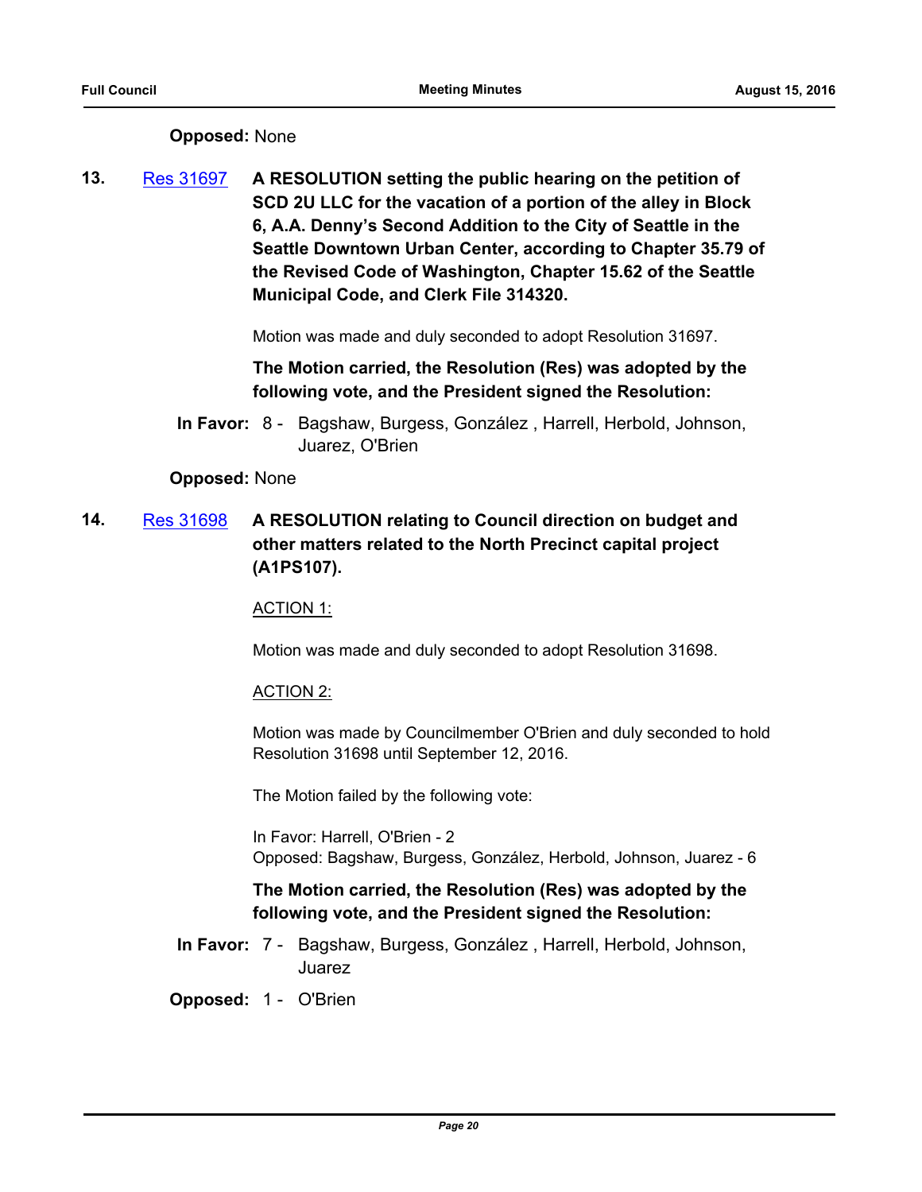**Opposed:** None

**13.** [Res 31697](#) **A RESOLUTION setting the public hearing on the petition of SCD 2U LLC for the vacation of a portion of the alley in Block 6, A.A. Denny's Second Addition to the City of Seattle in the Seattle Downtown Urban Center, according to Chapter 35.79 of the Revised Code of Washington, Chapter 15.62 of the Seattle Municipal Code, and Clerk File 314320.**

Motion was made and duly seconded to adopt Resolution 31697.

**The Motion carried, the Resolution (Res) was adopted by the following vote, and the President signed the Resolution:**

**In Favor:** 8 - Bagshaw, Burgess, González , Harrell, Herbold, Johnson, Juarez, O'Brien

**Opposed:** None

**14.** [Res 31698](#) **A RESOLUTION relating to Council direction on budget and other matters related to the North Precinct capital project (A1PS107).**

ACTION 1:

Motion was made and duly seconded to adopt Resolution 31698.

ACTION 2:

Motion was made by Councilmember O'Brien and duly seconded to hold Resolution 31698 until September 12, 2016.

The Motion failed by the following vote:

In Favor: Harrell, O'Brien - 2
Opposed: Bagshaw, Burgess, González, Herbold, Johnson, Juarez - 6

**The Motion carried, the Resolution (Res) was adopted by the following vote, and the President signed the Resolution:**

**In Favor:** 7 - Bagshaw, Burgess, González , Harrell, Herbold, Johnson, Juarez

**Opposed:** 1 - O'Brien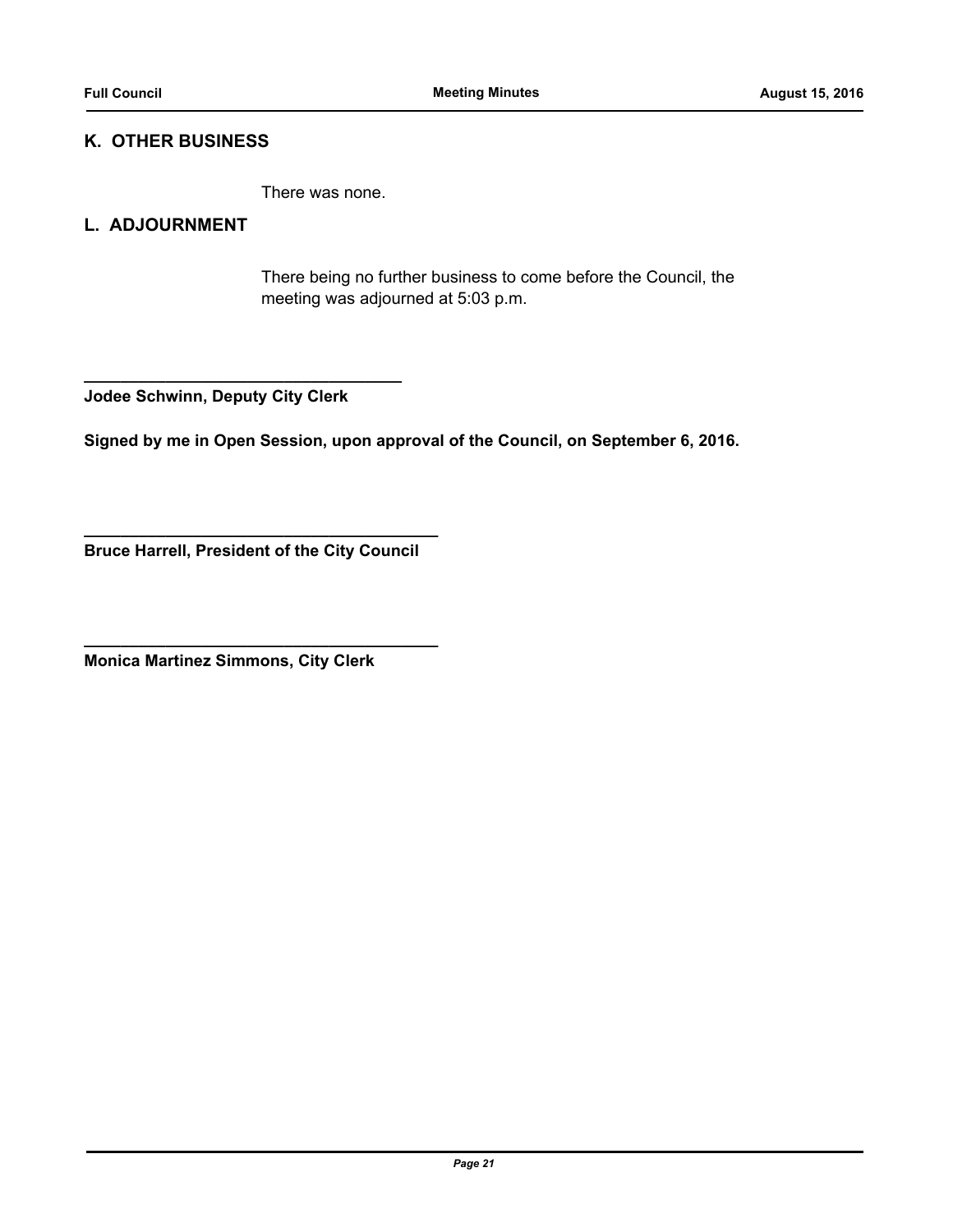## K. OTHER BUSINESS

There was none.

## L. ADJOURNMENT

There being no further business to come before the Council, the meeting was adjourned at 5:03 p.m.

\_\_\_\_\_\_\_\_\_\_\_\_\_\_\_\_\_\_\_\_\_\_\_\_\_\_\_\_\_\_\_\_\_\_\_\_

**Jodee Schwinn, Deputy City Clerk**

**Signed by me in Open Session, upon approval of the Council, on September 6, 2016.**

\_\_\_\_\_\_\_\_\_\_\_\_\_\_\_\_\_\_\_\_\_\_\_\_\_\_\_\_\_\_\_\_\_\_\_\_\_\_\_\_

**Bruce Harrell, President of the City Council**

\_\_\_\_\_\_\_\_\_\_\_\_\_\_\_\_\_\_\_\_\_\_\_\_\_\_\_\_\_\_\_\_\_\_\_\_\_\_\_\_

**Monica Martinez Simmons, City Clerk**